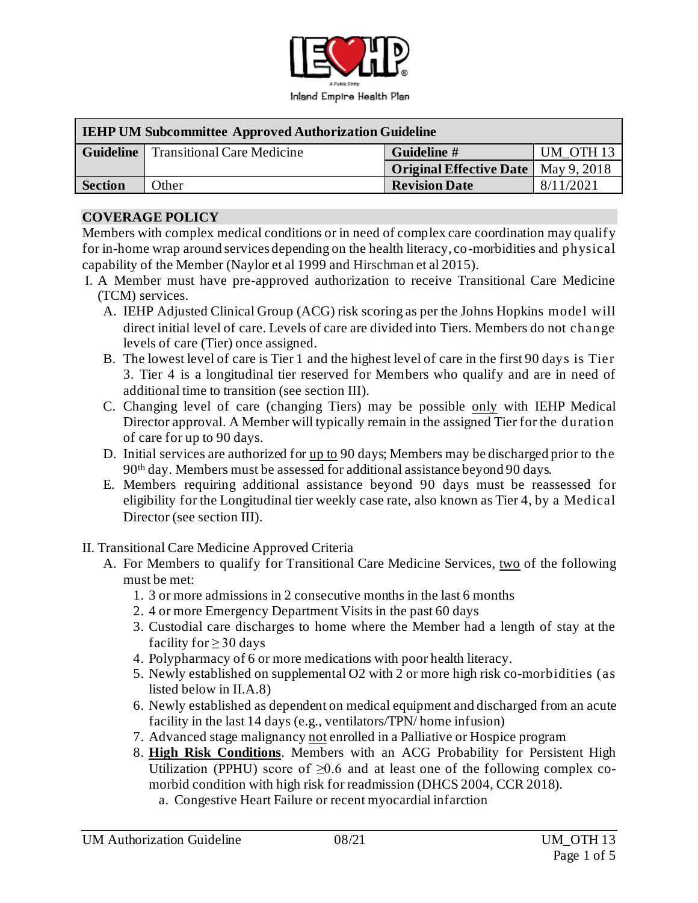Inland Empire Health Plan

| IEHP UM Subcommittee Approved Authorization Guideline | | | |
|---|---|---|---|
| **Guideline** | Transitional Care Medicine | **Guideline #** | UM_OTH 13 |
| | | **Original Effective Date** | May 9, 2018 |
| **Section** | Other | **Revision Date** | 8/11/2021 |

## COVERAGE POLICY

Members with complex medical conditions or in need of complex care coordination may qualify for in-home wrap around services depending on the health literacy, co-morbidities and physical capability of the Member (Naylor et al 1999 and Hirschman et al 2015).

I. A Member must have pre-approved authorization to receive Transitional Care Medicine (TCM) services.

   A. IEHP Adjusted Clinical Group (ACG) risk scoring as per the Johns Hopkins model will direct initial level of care. Levels of care are divided into Tiers. Members do not change levels of care (Tier) once assigned.

   B. The lowest level of care is Tier 1 and the highest level of care in the first 90 days is Tier 3. Tier 4 is a longitudinal tier reserved for Members who qualify and are in need of additional time to transition (see section III).

   C. Changing level of care (changing Tiers) may be possible only with IEHP Medical Director approval. A Member will typically remain in the assigned Tier for the duration of care for up to 90 days.

   D. Initial services are authorized for up to 90 days; Members may be discharged prior to the 90th day. Members must be assessed for additional assistance beyond 90 days.

   E. Members requiring additional assistance beyond 90 days must be reassessed for eligibility for the Longitudinal tier weekly case rate, also known as Tier 4, by a Medical Director (see section III).

II. Transitional Care Medicine Approved Criteria

   A. For Members to qualify for Transitional Care Medicine Services, two of the following must be met:

      1. 3 or more admissions in 2 consecutive months in the last 6 months
      2. 4 or more Emergency Department Visits in the past 60 days
      3. Custodial care discharges to home where the Member had a length of stay at the facility for $\geq 30$ days
      4. Polypharmacy of 6 or more medications with poor health literacy.
      5. Newly established on supplemental O2 with 2 or more high risk co-morbidities (as listed below in II.A.8)
      6. Newly established as dependent on medical equipment and discharged from an acute facility in the last 14 days (e.g., ventilators/TPN/ home infusion)
      7. Advanced stage malignancy not enrolled in a Palliative or Hospice program
      8. **High Risk Conditions**. Members with an ACG Probability for Persistent High Utilization (PPHU) score of $\geq 0.6$ and at least one of the following complex co-morbid condition with high risk for readmission (DHCS 2004, CCR 2018).
         a. Congestive Heart Failure or recent myocardial infarction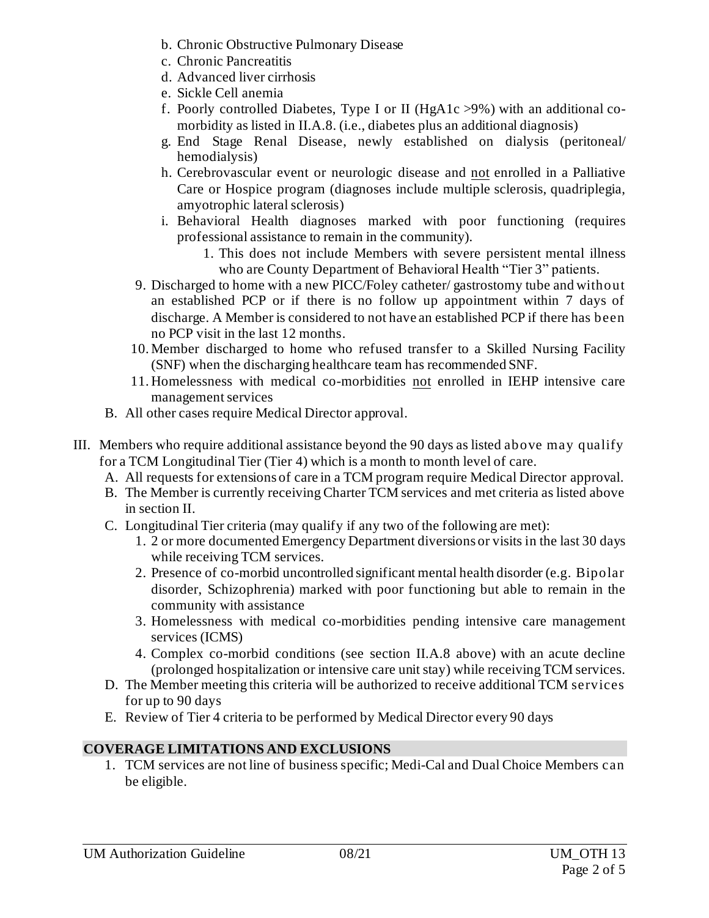b. Chronic Obstructive Pulmonary Disease
c. Chronic Pancreatitis
d. Advanced liver cirrhosis
e. Sickle Cell anemia
f. Poorly controlled Diabetes, Type I or II (HgA1c >9%) with an additional co-morbidity as listed in II.A.8. (i.e., diabetes plus an additional diagnosis)
g. End Stage Renal Disease, newly established on dialysis (peritoneal/ hemodialysis)
h. Cerebrovascular event or neurologic disease and not enrolled in a Palliative Care or Hospice program (diagnoses include multiple sclerosis, quadriplegia, amyotrophic lateral sclerosis)
i. Behavioral Health diagnoses marked with poor functioning (requires professional assistance to remain in the community).
    1. This does not include Members with severe persistent mental illness who are County Department of Behavioral Health "Tier 3" patients.

9. Discharged to home with a new PICC/Foley catheter/ gastrostomy tube and without an established PCP or if there is no follow up appointment within 7 days of discharge. A Member is considered to not have an established PCP if there has been no PCP visit in the last 12 months.
10. Member discharged to home who refused transfer to a Skilled Nursing Facility (SNF) when the discharging healthcare team has recommended SNF.
11. Homelessness with medical co-morbidities not enrolled in IEHP intensive care management services

B. All other cases require Medical Director approval.

III. Members who require additional assistance beyond the 90 days as listed above may qualify for a TCM Longitudinal Tier (Tier 4) which is a month to month level of care.

A. All requests for extensions of care in a TCM program require Medical Director approval.
B. The Member is currently receiving Charter TCM services and met criteria as listed above in section II.
C. Longitudinal Tier criteria (may qualify if any two of the following are met):
    1. 2 or more documented Emergency Department diversions or visits in the last 30 days while receiving TCM services.
    2. Presence of co-morbid uncontrolled significant mental health disorder (e.g. Bipolar disorder, Schizophrenia) marked with poor functioning but able to remain in the community with assistance
    3. Homelessness with medical co-morbidities pending intensive care management services (ICMS)
    4. Complex co-morbid conditions (see section II.A.8 above) with an acute decline (prolonged hospitalization or intensive care unit stay) while receiving TCM services.
D. The Member meeting this criteria will be authorized to receive additional TCM services for up to 90 days
E. Review of Tier 4 criteria to be performed by Medical Director every 90 days

## COVERAGE LIMITATIONS AND EXCLUSIONS

1. TCM services are not line of business specific; Medi-Cal and Dual Choice Members can be eligible.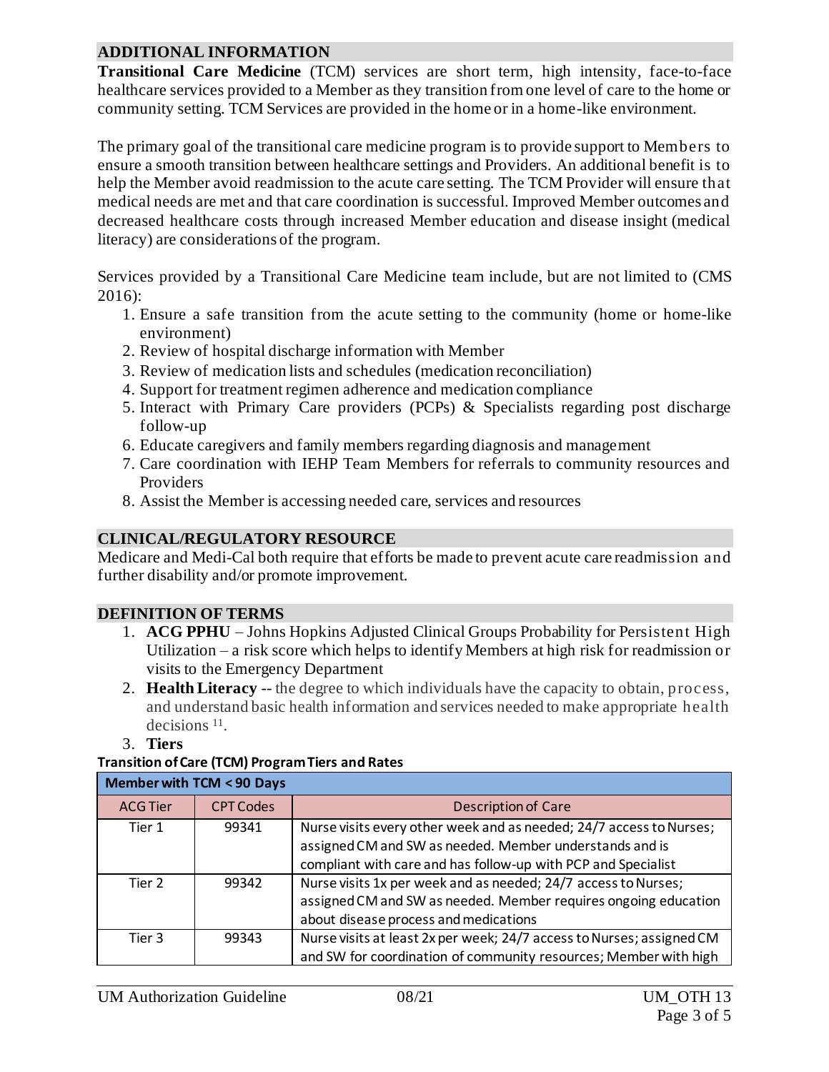## ADDITIONAL INFORMATION

**Transitional Care Medicine** (TCM) services are short term, high intensity, face-to-face healthcare services provided to a Member as they transition from one level of care to the home or community setting. TCM Services are provided in the home or in a home-like environment.

The primary goal of the transitional care medicine program is to provide support to Members to ensure a smooth transition between healthcare settings and Providers. An additional benefit is to help the Member avoid readmission to the acute care setting. The TCM Provider will ensure that medical needs are met and that care coordination is successful. Improved Member outcomes and decreased healthcare costs through increased Member education and disease insight (medical literacy) are considerations of the program.

Services provided by a Transitional Care Medicine team include, but are not limited to (CMS 2016):

1. Ensure a safe transition from the acute setting to the community (home or home-like environment)
2. Review of hospital discharge information with Member
3. Review of medication lists and schedules (medication reconciliation)
4. Support for treatment regimen adherence and medication compliance
5. Interact with Primary Care providers (PCPs) & Specialists regarding post discharge follow-up
6. Educate caregivers and family members regarding diagnosis and management
7. Care coordination with IEHP Team Members for referrals to community resources and Providers
8. Assist the Member is accessing needed care, services and resources

## CLINICAL/REGULATORY RESOURCE

Medicare and Medi-Cal both require that efforts be made to prevent acute care readmission and further disability and/or promote improvement.

## DEFINITION OF TERMS

1. **ACG PPHU** – Johns Hopkins Adjusted Clinical Groups Probability for Persistent High Utilization – a risk score which helps to identify Members at high risk for readmission or visits to the Emergency Department
2. **Health Literacy** -- the degree to which individuals have the capacity to obtain, process, and understand basic health information and services needed to make appropriate health decisions [11].
3. **Tiers**

**Transition of Care (TCM) Program Tiers and Rates**

| Member with TCM < 90 Days | | |
|---|---|---|
| ACG Tier | CPT Codes | Description of Care |
| Tier 1 | 99341 | Nurse visits every other week and as needed; 24/7 access to Nurses; assigned CM and SW as needed. Member understands and is compliant with care and has follow-up with PCP and Specialist |
| Tier 2 | 99342 | Nurse visits 1x per week and as needed; 24/7 access to Nurses; assigned CM and SW as needed. Member requires ongoing education about disease process and medications |
| Tier 3 | 99343 | Nurse visits at least 2x per week; 24/7 access to Nurses; assigned CM and SW for coordination of community resources; Member with high |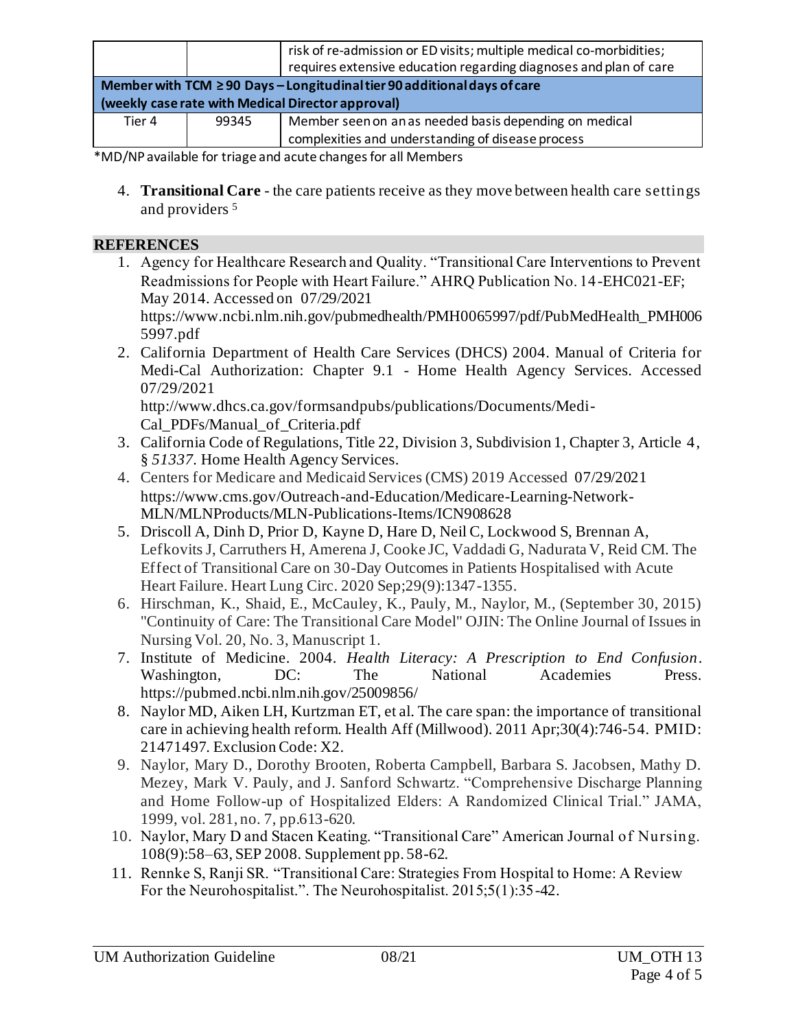| | | risk of re-admission or ED visits; multiple medical co-morbidities; requires extensive education regarding diagnoses and plan of care |
|---|---|---|
| **Member with TCM ≥ 90 Days – Longitudinal tier 90 additional days of care (weekly case rate with Medical Director approval)** | | |
| Tier 4 | 99345 | Member seen on an as needed basis depending on medical complexities and understanding of disease process |

*MD/NP available for triage and acute changes for all Members

4. **Transitional Care** - the care patients receive as they move between health care settings and providers [5]

## REFERENCES

1. Agency for Healthcare Research and Quality. "Transitional Care Interventions to Prevent Readmissions for People with Heart Failure." AHRQ Publication No. 14-EHC021-EF; May 2014. Accessed on 07/29/2021 https://www.ncbi.nlm.nih.gov/pubmedhealth/PMH0065997/pdf/PubMedHealth_PMH0065997.pdf
2. California Department of Health Care Services (DHCS) 2004. Manual of Criteria for Medi-Cal Authorization: Chapter 9.1 - Home Health Agency Services. Accessed 07/29/2021 http://www.dhcs.ca.gov/formsandpubs/publications/Documents/Medi-Cal_PDFs/Manual_of_Criteria.pdf
3. California Code of Regulations, Title 22, Division 3, Subdivision 1, Chapter 3, Article 4, § *51337*. Home Health Agency Services.
4. Centers for Medicare and Medicaid Services (CMS) 2019 Accessed 07/29/2021 https://www.cms.gov/Outreach-and-Education/Medicare-Learning-Network-MLN/MLNProducts/MLN-Publications-Items/ICN908628
5. Driscoll A, Dinh D, Prior D, Kayne D, Hare D, Neil C, Lockwood S, Brennan A, Lefkovits J, Carruthers H, Amerena J, Cooke JC, Vaddadi G, Nadurata V, Reid CM. The Effect of Transitional Care on 30-Day Outcomes in Patients Hospitalised with Acute Heart Failure. Heart Lung Circ. 2020 Sep;29(9):1347-1355.
6. Hirschman, K., Shaid, E., McCauley, K., Pauly, M., Naylor, M., (September 30, 2015) "Continuity of Care: The Transitional Care Model" OJIN: The Online Journal of Issues in Nursing Vol. 20, No. 3, Manuscript 1.
7. Institute of Medicine. 2004. *Health Literacy: A Prescription to End Confusion*. Washington, DC: The National Academies Press. https://pubmed.ncbi.nlm.nih.gov/25009856/
8. Naylor MD, Aiken LH, Kurtzman ET, et al. The care span: the importance of transitional care in achieving health reform. Health Aff (Millwood). 2011 Apr;30(4):746-54. PMID: 21471497. Exclusion Code: X2.
9. Naylor, Mary D., Dorothy Brooten, Roberta Campbell, Barbara S. Jacobsen, Mathy D. Mezey, Mark V. Pauly, and J. Sanford Schwartz. "Comprehensive Discharge Planning and Home Follow-up of Hospitalized Elders: A Randomized Clinical Trial." JAMA, 1999, vol. 281, no. 7, pp.613-620.
10. Naylor, Mary D and Stacen Keating. "Transitional Care" American Journal of Nursing. 108(9):58–63, SEP 2008. Supplement pp. 58-62.
11. Rennke S, Ranji SR. "Transitional Care: Strategies From Hospital to Home: A Review For the Neurohospitalist.". The Neurohospitalist. 2015;5(1):35-42.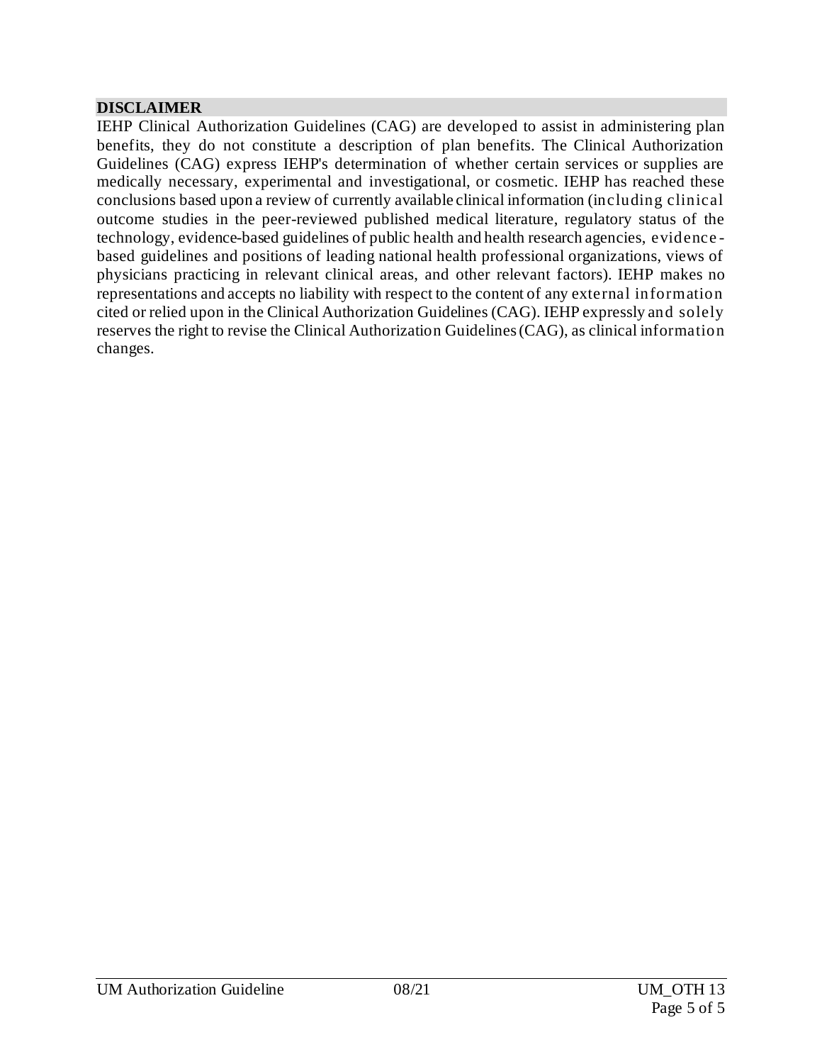## DISCLAIMER

IEHP Clinical Authorization Guidelines (CAG) are developed to assist in administering plan benefits, they do not constitute a description of plan benefits. The Clinical Authorization Guidelines (CAG) express IEHP's determination of whether certain services or supplies are medically necessary, experimental and investigational, or cosmetic. IEHP has reached these conclusions based upon a review of currently available clinical information (including clinical outcome studies in the peer-reviewed published medical literature, regulatory status of the technology, evidence-based guidelines of public health and health research agencies, evidence-based guidelines and positions of leading national health professional organizations, views of physicians practicing in relevant clinical areas, and other relevant factors). IEHP makes no representations and accepts no liability with respect to the content of any external information cited or relied upon in the Clinical Authorization Guidelines (CAG). IEHP expressly and solely reserves the right to revise the Clinical Authorization Guidelines (CAG), as clinical information changes.